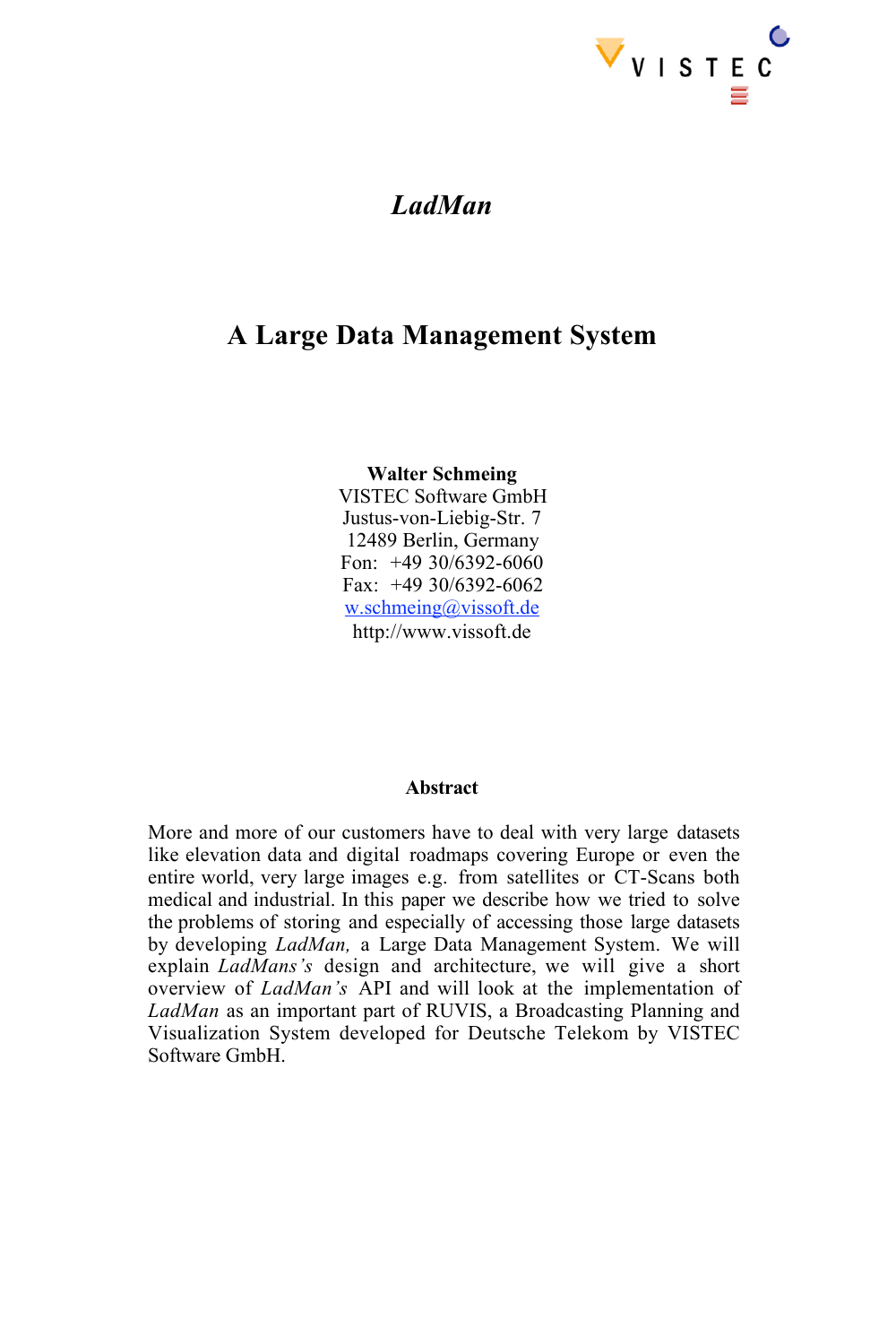VISTEC

# *LadMan*

## A Large Data Management System

**Walter Schmeing**
VISTEC Software GmbH
Justus-von-Liebig-Str. 7
12489 Berlin, Germany
Fon: +49 30/6392-6060
Fax: +49 30/6392-6062
w.schmeing@vissoft.de
http://www.vissoft.de

### Abstract

More and more of our customers have to deal with very large datasets like elevation data and digital roadmaps covering Europe or even the entire world, very large images e.g. from satellites or CT-Scans both medical and industrial. In this paper we describe how we tried to solve the problems of storing and especially of accessing those large datasets by developing *LadMan,* a Large Data Management System. We will explain *LadMans's* design and architecture, we will give a short overview of *LadMan's* API and will look at the implementation of *LadMan* as an important part of RUVIS, a Broadcasting Planning and Visualization System developed for Deutsche Telekom by VISTEC Software GmbH.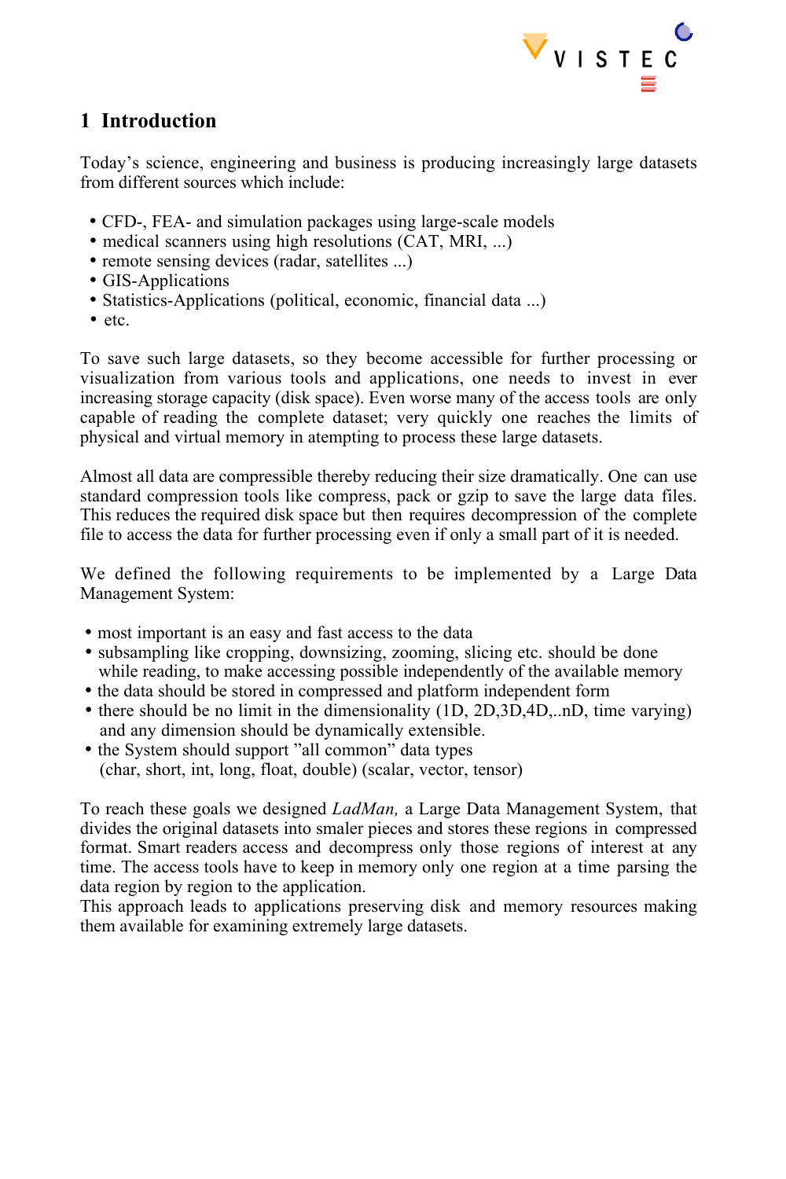# 1 Introduction

Today's science, engineering and business is producing increasingly large datasets from different sources which include:

- CFD-, FEA- and simulation packages using large-scale models
- medical scanners using high resolutions (CAT, MRI, ...)
- remote sensing devices (radar, satellites ...)
- GIS-Applications
- Statistics-Applications (political, economic, financial data ...)
- etc.

To save such large datasets, so they become accessible for further processing or visualization from various tools and applications, one needs to invest in ever increasing storage capacity (disk space). Even worse many of the access tools are only capable of reading the complete dataset; very quickly one reaches the limits of physical and virtual memory in atempting to process these large datasets.

Almost all data are compressible thereby reducing their size dramatically. One can use standard compression tools like compress, pack or gzip to save the large data files. This reduces the required disk space but then requires decompression of the complete file to access the data for further processing even if only a small part of it is needed.

We defined the following requirements to be implemented by a Large Data Management System:

- most important is an easy and fast access to the data
- subsampling like cropping, downsizing, zooming, slicing etc. should be done while reading, to make accessing possible independently of the available memory
- the data should be stored in compressed and platform independent form
- there should be no limit in the dimensionality (1D, 2D,3D,4D,..nD, time varying) and any dimension should be dynamically extensible.
- the System should support "all common" data types (char, short, int, long, float, double) (scalar, vector, tensor)

To reach these goals we designed *LadMan,* a Large Data Management System, that divides the original datasets into smaler pieces and stores these regions in compressed format. Smart readers access and decompress only those regions of interest at any time. The access tools have to keep in memory only one region at a time parsing the data region by region to the application.
This approach leads to applications preserving disk and memory resources making them available for examining extremely large datasets.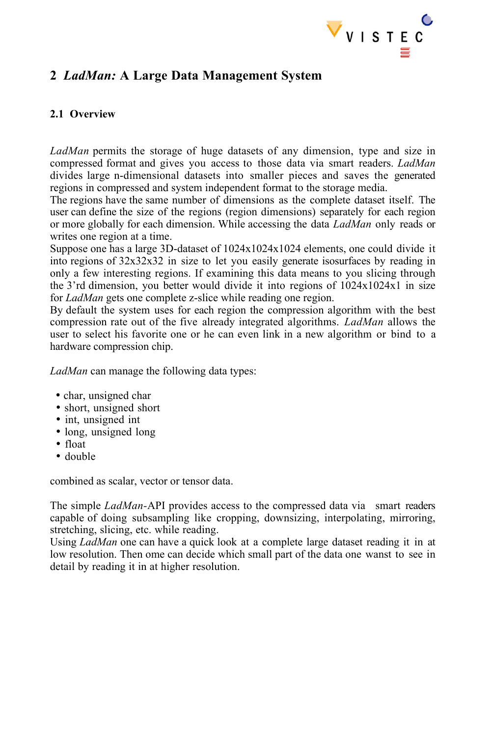## 2 *LadMan:* A Large Data Management System

### 2.1 Overview

*LadMan* permits the storage of huge datasets of any dimension, type and size in compressed format and gives you access to those data via smart readers. *LadMan* divides large n-dimensional datasets into smaller pieces and saves the generated regions in compressed and system independent format to the storage media.
The regions have the same number of dimensions as the complete dataset itself. The user can define the size of the regions (region dimensions) separately for each region or more globally for each dimension. While accessing the data *LadMan* only reads or writes one region at a time.
Suppose one has a large 3D-dataset of 1024x1024x1024 elements, one could divide it into regions of 32x32x32 in size to let you easily generate isosurfaces by reading in only a few interesting regions. If examining this data means to you slicing through the 3'rd dimension, you better would divide it into regions of 1024x1024x1 in size for *LadMan* gets one complete z-slice while reading one region.
By default the system uses for each region the compression algorithm with the best compression rate out of the five already integrated algorithms. *LadMan* allows the user to select his favorite one or he can even link in a new algorithm or bind to a hardware compression chip.

*LadMan* can manage the following data types:

- char, unsigned char
- short, unsigned short
- int, unsigned int
- long, unsigned long
- float
- double

combined as scalar, vector or tensor data.

The simple *LadMan*-API provides access to the compressed data via smart readers capable of doing subsampling like cropping, downsizing, interpolating, mirroring, stretching, slicing, etc. while reading.
Using *LadMan* one can have a quick look at a complete large dataset reading it in at low resolution. Then ome can decide which small part of the data one wanst to see in detail by reading it in at higher resolution.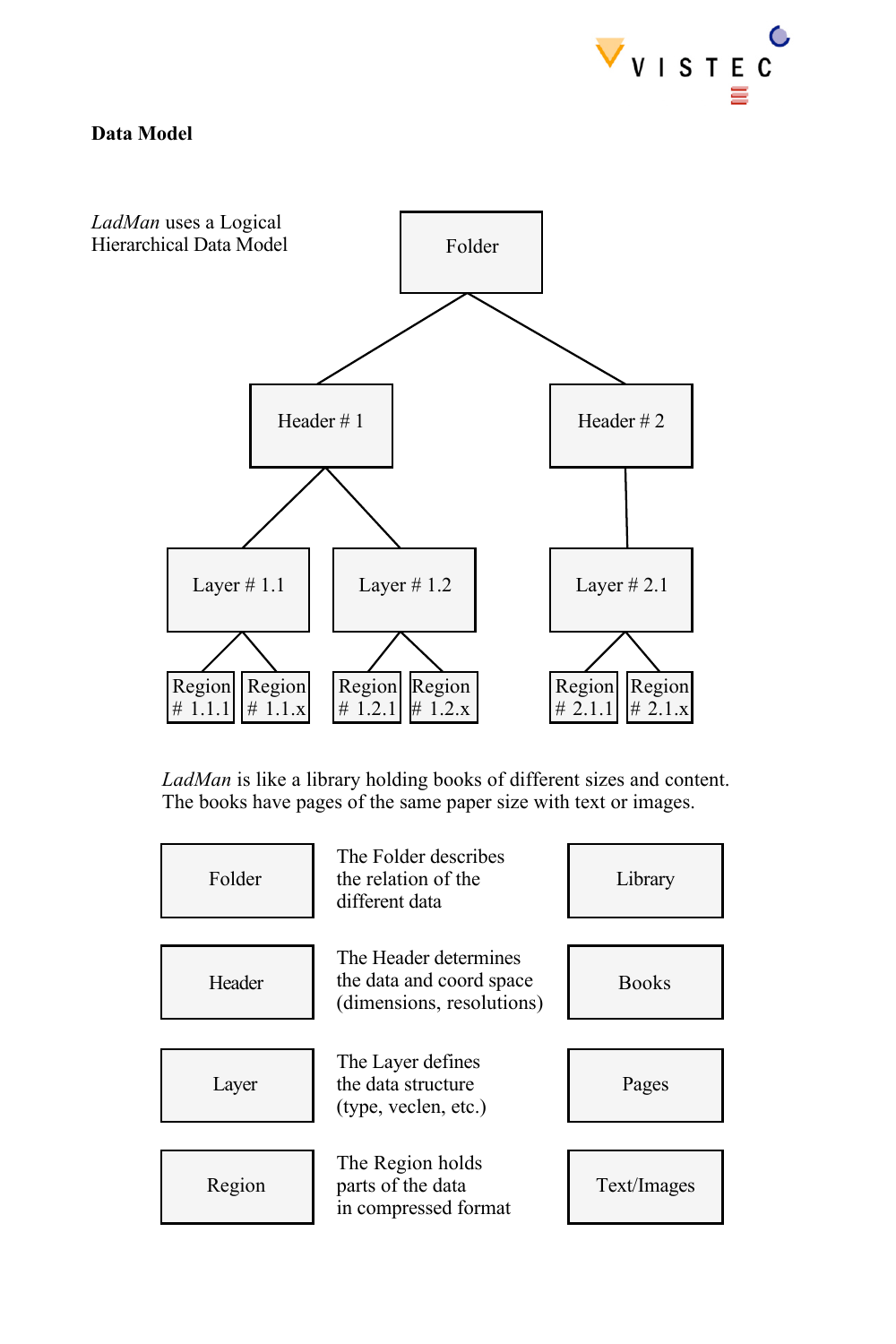**Data Model**

*LadMan* uses a Logical Hierarchical Data Model

Folder

Header # 1 — Header # 2

Layer # 1.1 — Layer # 1.2 — Layer # 2.1

Region # 1.1.1 — Region # 1.1.x — Region # 1.2.1 — Region # 1.2.x — Region # 2.1.1 — Region # 2.1.x

*LadMan* is like a library holding books of different sizes and content. The books have pages of the same paper size with text or images.

| | | |
|---|---|---|
| Folder | The Folder describes the relation of the different data | Library |
| Header | The Header determines the data and coord space (dimensions, resolutions) | Books |
| Layer | The Layer defines the data structure (type, veclen, etc.) | Pages |
| Region | The Region holds parts of the data in compressed format | Text/Images |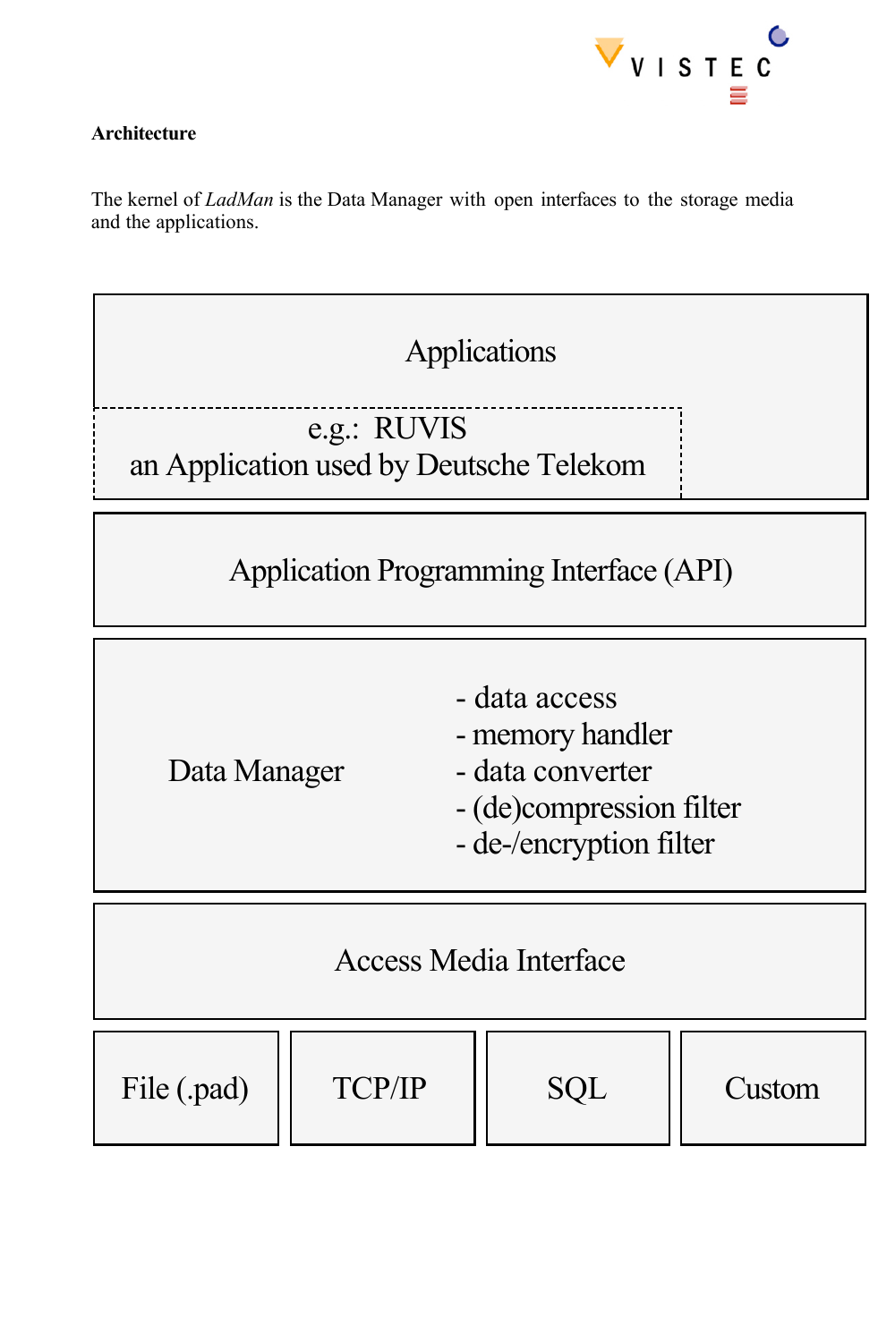**Architecture**

The kernel of *LadMan* is the Data Manager with open interfaces to the storage media and the applications.

Applications

e.g.: RUVIS
an Application used by Deutsche Telekom

Application Programming Interface (API)

Data Manager

- data access
- memory handler
- data converter
- (de)compression filter
- de-/encryption filter

Access Media Interface

| File (.pad) | TCP/IP | SQL | Custom |
| --- | --- | --- | --- |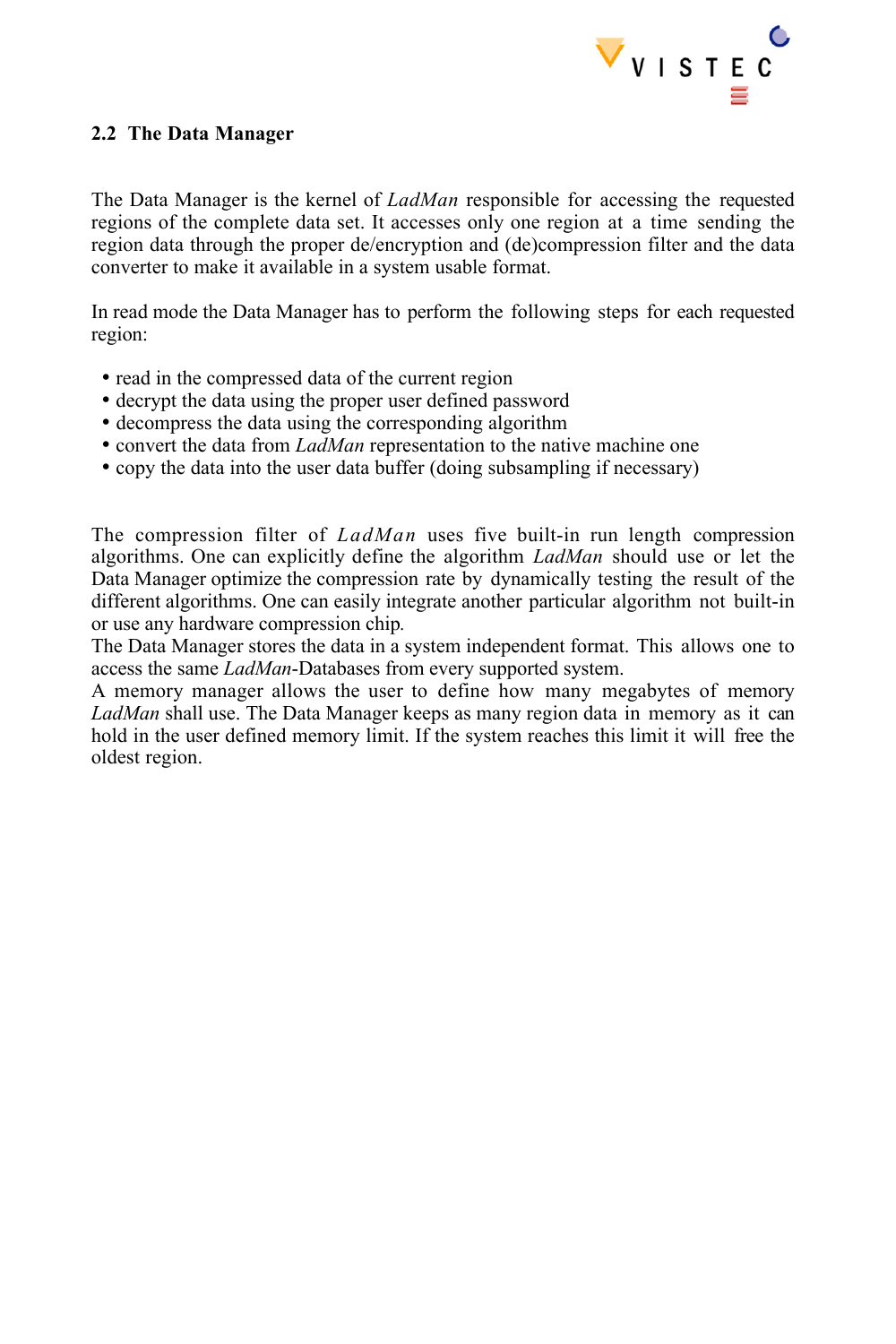## 2.2 The Data Manager

The Data Manager is the kernel of *LadMan* responsible for accessing the requested regions of the complete data set. It accesses only one region at a time sending the region data through the proper de/encryption and (de)compression filter and the data converter to make it available in a system usable format.

In read mode the Data Manager has to perform the following steps for each requested region:

- read in the compressed data of the current region
- decrypt the data using the proper user defined password
- decompress the data using the corresponding algorithm
- convert the data from *LadMan* representation to the native machine one
- copy the data into the user data buffer (doing subsampling if necessary)

The compression filter of *LadMan* uses five built-in run length compression algorithms. One can explicitly define the algorithm *LadMan* should use or let the Data Manager optimize the compression rate by dynamically testing the result of the different algorithms. One can easily integrate another particular algorithm not built-in or use any hardware compression chip.
The Data Manager stores the data in a system independent format. This allows one to access the same *LadMan*-Databases from every supported system.
A memory manager allows the user to define how many megabytes of memory *LadMan* shall use. The Data Manager keeps as many region data in memory as it can hold in the user defined memory limit. If the system reaches this limit it will free the oldest region.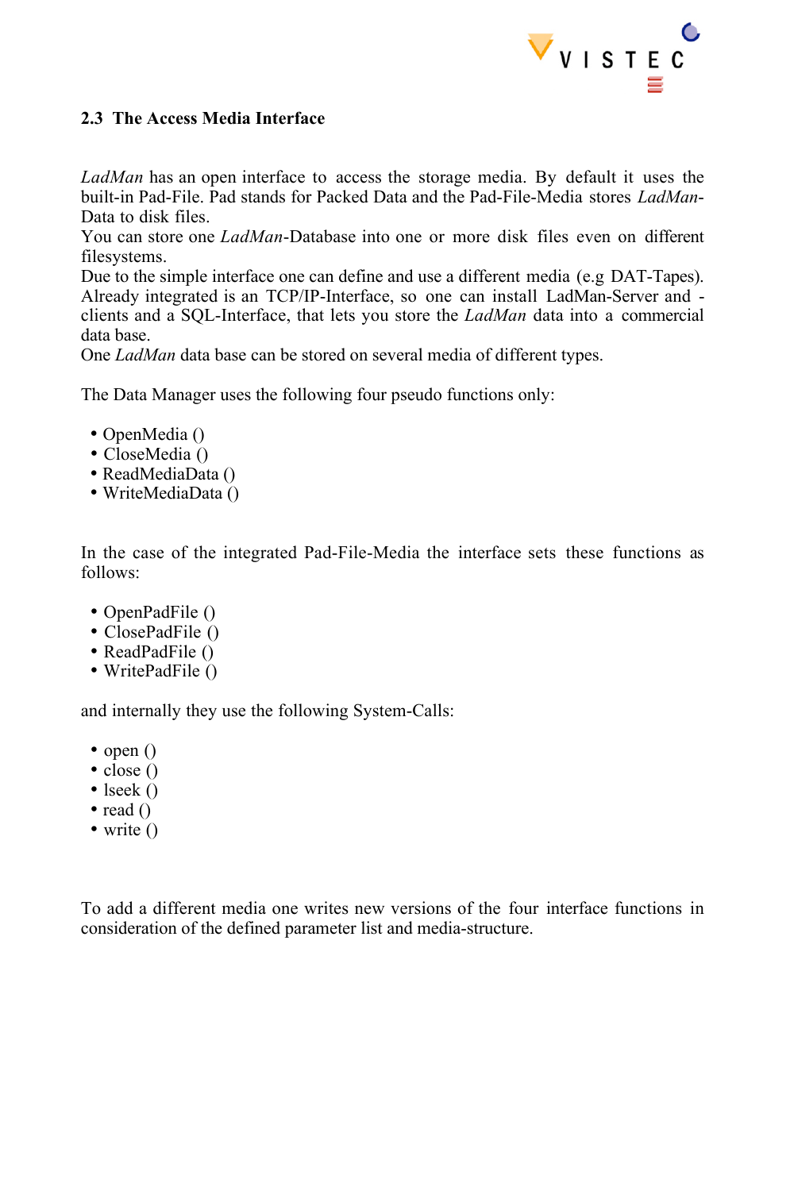## 2.3 The Access Media Interface

*LadMan* has an open interface to access the storage media. By default it uses the built-in Pad-File. Pad stands for Packed Data and the Pad-File-Media stores *LadMan*-Data to disk files.
You can store one *LadMan*-Database into one or more disk files even on different filesystems.
Due to the simple interface one can define and use a different media (e.g DAT-Tapes). Already integrated is an TCP/IP-Interface, so one can install LadMan-Server and -clients and a SQL-Interface, that lets you store the *LadMan* data into a commercial data base.
One *LadMan* data base can be stored on several media of different types.

The Data Manager uses the following four pseudo functions only:

- OpenMedia ()
- CloseMedia ()
- ReadMediaData ()
- WriteMediaData ()

In the case of the integrated Pad-File-Media the interface sets these functions as follows:

- OpenPadFile ()
- ClosePadFile ()
- ReadPadFile ()
- WritePadFile ()

and internally they use the following System-Calls:

- open ()
- close ()
- lseek ()
- read ()
- write ()

To add a different media one writes new versions of the four interface functions in consideration of the defined parameter list and media-structure.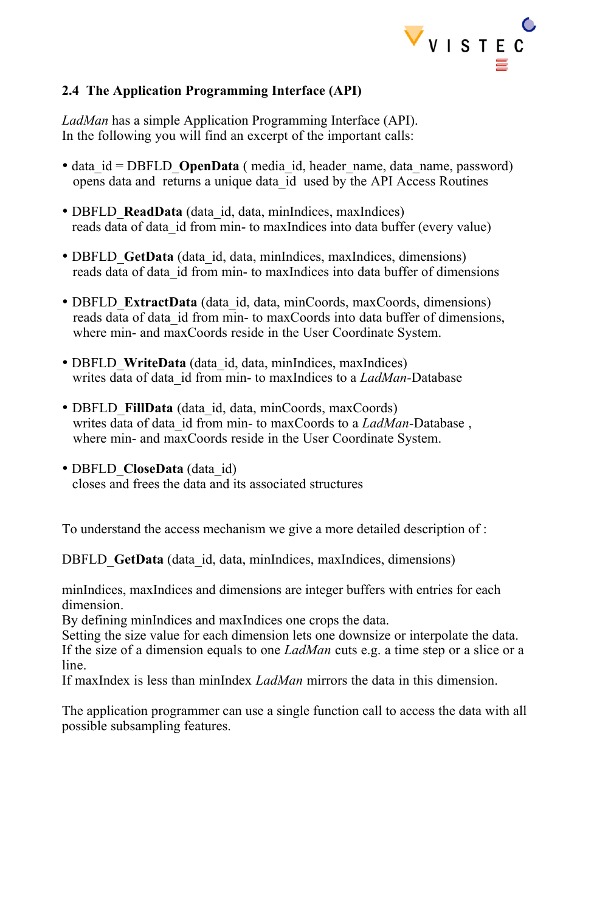## 2.4 The Application Programming Interface (API)

*LadMan* has a simple Application Programming Interface (API).
In the following you will find an excerpt of the important calls:

- data_id = DBFLD_**OpenData** ( media_id, header_name, data_name, password)
  opens data and returns a unique data_id used by the API Access Routines

- DBFLD_**ReadData** (data_id, data, minIndices, maxIndices)
  reads data of data_id from min- to maxIndices into data buffer (every value)

- DBFLD_**GetData** (data_id, data, minIndices, maxIndices, dimensions)
  reads data of data_id from min- to maxIndices into data buffer of dimensions

- DBFLD_**ExtractData** (data_id, data, minCoords, maxCoords, dimensions)
  reads data of data_id from min- to maxCoords into data buffer of dimensions,
  where min- and maxCoords reside in the User Coordinate System.

- DBFLD_**WriteData** (data_id, data, minIndices, maxIndices)
  writes data of data_id from min- to maxIndices to a *LadMan*-Database

- DBFLD_**FillData** (data_id, data, minCoords, maxCoords)
  writes data of data_id from min- to maxCoords to a *LadMan*-Database ,
  where min- and maxCoords reside in the User Coordinate System.

- DBFLD_**CloseData** (data_id)
  closes and frees the data and its associated structures

To understand the access mechanism we give a more detailed description of :

DBFLD_**GetData** (data_id, data, minIndices, maxIndices, dimensions)

minIndices, maxIndices and dimensions are integer buffers with entries for each dimension.
By defining minIndices and maxIndices one crops the data.
Setting the size value for each dimension lets one downsize or interpolate the data.
If the size of a dimension equals to one *LadMan* cuts e.g. a time step or a slice or a line.
If maxIndex is less than minIndex *LadMan* mirrors the data in this dimension.

The application programmer can use a single function call to access the data with all possible subsampling features.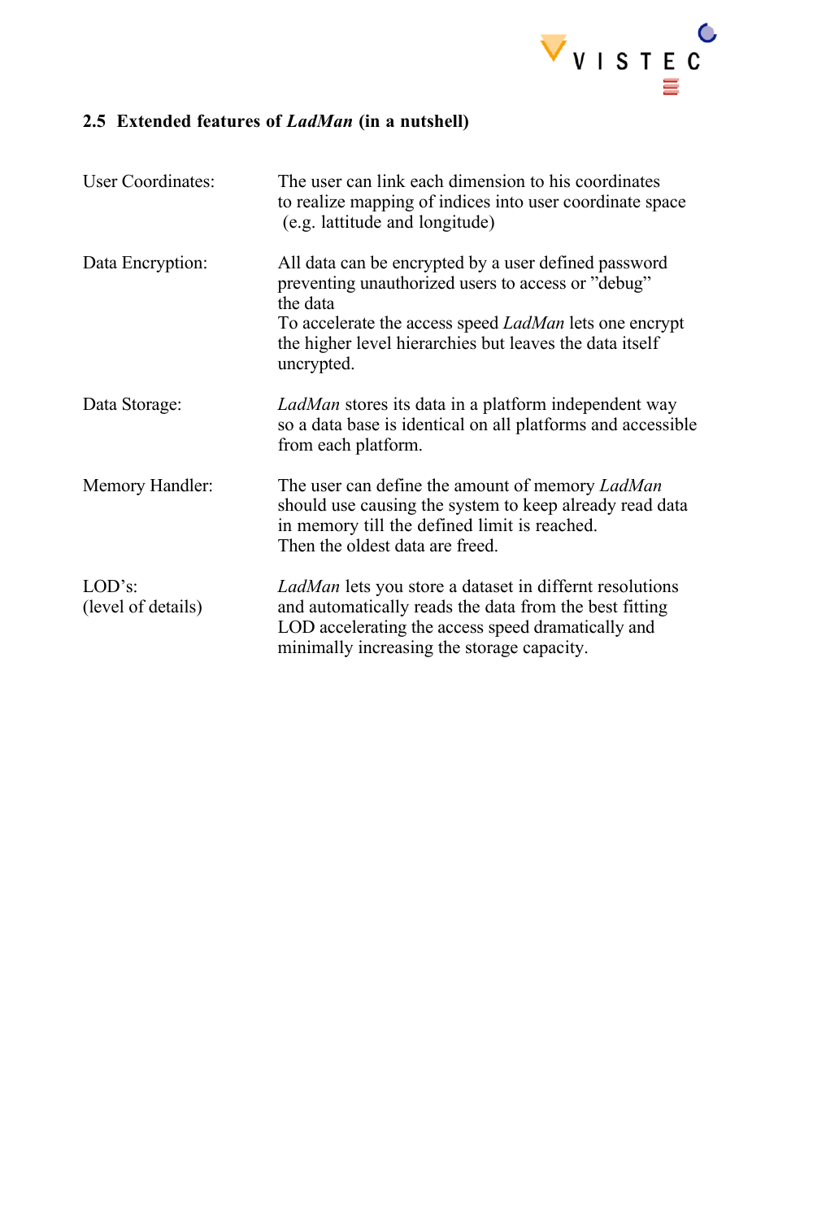## 2.5 Extended features of *LadMan* (in a nutshell)

| | |
|---|---|
| User Coordinates: | The user can link each dimension to his coordinates to realize mapping of indices into user coordinate space (e.g. lattitude and longitude) |
| Data Encryption: | All data can be encrypted by a user defined password preventing unauthorized users to access or ”debug” the data<br>To accelerate the access speed *LadMan* lets one encrypt the higher level hierarchies but leaves the data itself uncrypted. |
| Data Storage: | *LadMan* stores its data in a platform independent way so a data base is identical on all platforms and accessible from each platform. |
| Memory Handler: | The user can define the amount of memory *LadMan* should use causing the system to keep already read data in memory till the defined limit is reached.<br>Then the oldest data are freed. |
| LOD’s:<br>(level of details) | *LadMan* lets you store a dataset in differnt resolutions and automatically reads the data from the best fitting LOD accelerating the access speed dramatically and minimally increasing the storage capacity. |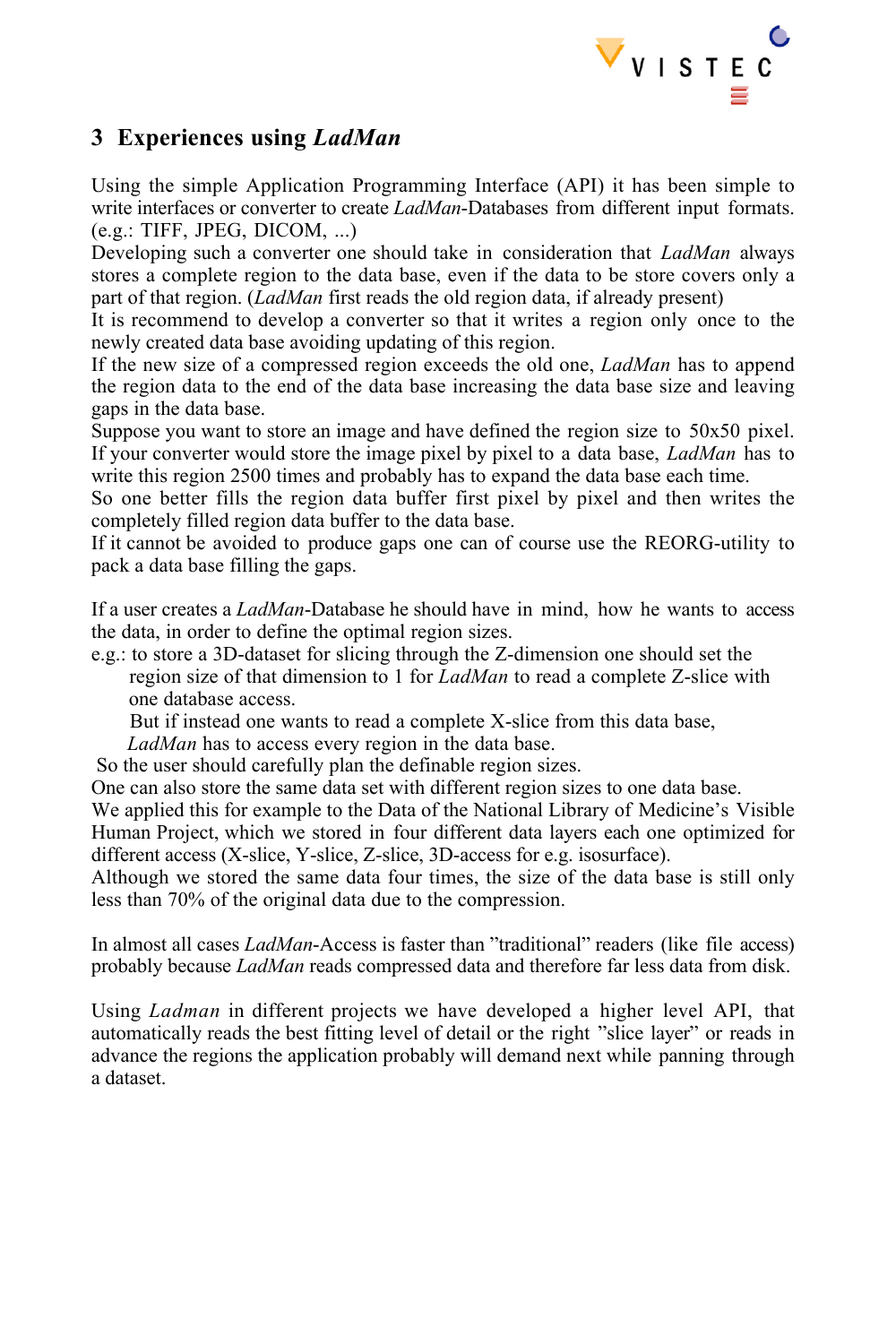## 3 Experiences using *LadMan*

Using the simple Application Programming Interface (API) it has been simple to write interfaces or converter to create *LadMan*-Databases from different input formats. (e.g.: TIFF, JPEG, DICOM, ...)
Developing such a converter one should take in consideration that *LadMan* always stores a complete region to the data base, even if the data to be store covers only a part of that region. (*LadMan* first reads the old region data, if already present)
It is recommend to develop a converter so that it writes a region only once to the newly created data base avoiding updating of this region.
If the new size of a compressed region exceeds the old one, *LadMan* has to append the region data to the end of the data base increasing the data base size and leaving gaps in the data base.
Suppose you want to store an image and have defined the region size to 50x50 pixel. If your converter would store the image pixel by pixel to a data base, *LadMan* has to write this region 2500 times and probably has to expand the data base each time.
So one better fills the region data buffer first pixel by pixel and then writes the completely filled region data buffer to the data base.
If it cannot be avoided to produce gaps one can of course use the REORG-utility to pack a data base filling the gaps.

If a user creates a *LadMan*-Database he should have in mind, how he wants to access the data, in order to define the optimal region sizes.
e.g.: to store a 3D-dataset for slicing through the Z-dimension one should set the region size of that dimension to 1 for *LadMan* to read a complete Z-slice with one database access.
But if instead one wants to read a complete X-slice from this data base, *LadMan* has to access every region in the data base.
So the user should carefully plan the definable region sizes.
One can also store the same data set with different region sizes to one data base.
We applied this for example to the Data of the National Library of Medicine's Visible Human Project, which we stored in four different data layers each one optimized for different access (X-slice, Y-slice, Z-slice, 3D-access for e.g. isosurface).
Although we stored the same data four times, the size of the data base is still only less than 70% of the original data due to the compression.

In almost all cases *LadMan*-Access is faster than "traditional" readers (like file access) probably because *LadMan* reads compressed data and therefore far less data from disk.

Using *Ladman* in different projects we have developed a higher level API, that automatically reads the best fitting level of detail or the right "slice layer" or reads in advance the regions the application probably will demand next while panning through a dataset.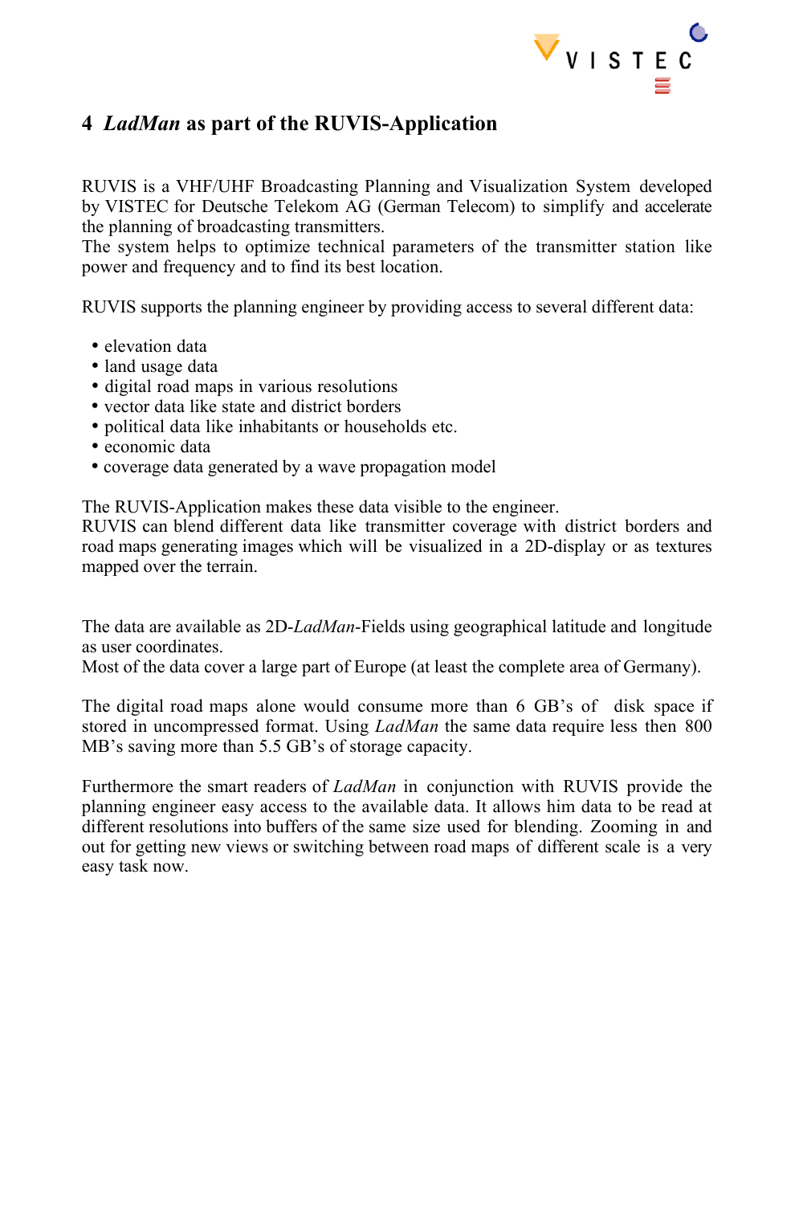# 4 *LadMan* as part of the RUVIS-Application

RUVIS is a VHF/UHF Broadcasting Planning and Visualization System developed by VISTEC for Deutsche Telekom AG (German Telecom) to simplify and accelerate the planning of broadcasting transmitters.
The system helps to optimize technical parameters of the transmitter station like power and frequency and to find its best location.

RUVIS supports the planning engineer by providing access to several different data:

- elevation data
- land usage data
- digital road maps in various resolutions
- vector data like state and district borders
- political data like inhabitants or households etc.
- economic data
- coverage data generated by a wave propagation model

The RUVIS-Application makes these data visible to the engineer.
RUVIS can blend different data like transmitter coverage with district borders and road maps generating images which will be visualized in a 2D-display or as textures mapped over the terrain.

The data are available as 2D-*LadMan*-Fields using geographical latitude and longitude as user coordinates.
Most of the data cover a large part of Europe (at least the complete area of Germany).

The digital road maps alone would consume more than 6 GB's of disk space if stored in uncompressed format. Using *LadMan* the same data require less then 800 MB's saving more than 5.5 GB's of storage capacity.

Furthermore the smart readers of *LadMan* in conjunction with RUVIS provide the planning engineer easy access to the available data. It allows him data to be read at different resolutions into buffers of the same size used for blending. Zooming in and out for getting new views or switching between road maps of different scale is a very easy task now.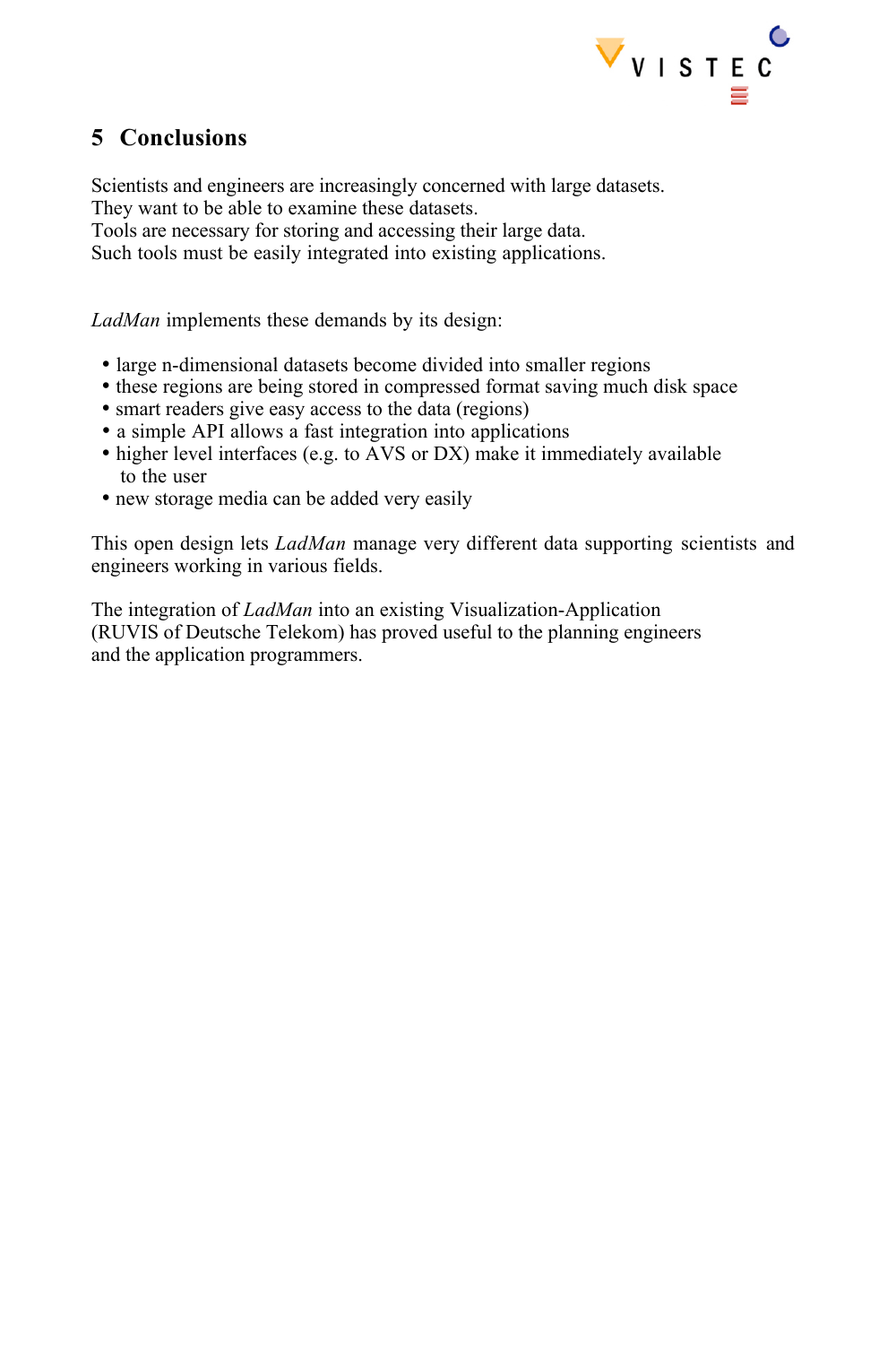## 5 Conclusions

Scientists and engineers are increasingly concerned with large datasets.
They want to be able to examine these datasets.
Tools are necessary for storing and accessing their large data.
Such tools must be easily integrated into existing applications.

*LadMan* implements these demands by its design:

- large n-dimensional datasets become divided into smaller regions
- these regions are being stored in compressed format saving much disk space
- smart readers give easy access to the data (regions)
- a simple API allows a fast integration into applications
- higher level interfaces (e.g. to AVS or DX) make it immediately available to the user
- new storage media can be added very easily

This open design lets *LadMan* manage very different data supporting scientists and engineers working in various fields.

The integration of *LadMan* into an existing Visualization-Application (RUVIS of Deutsche Telekom) has proved useful to the planning engineers and the application programmers.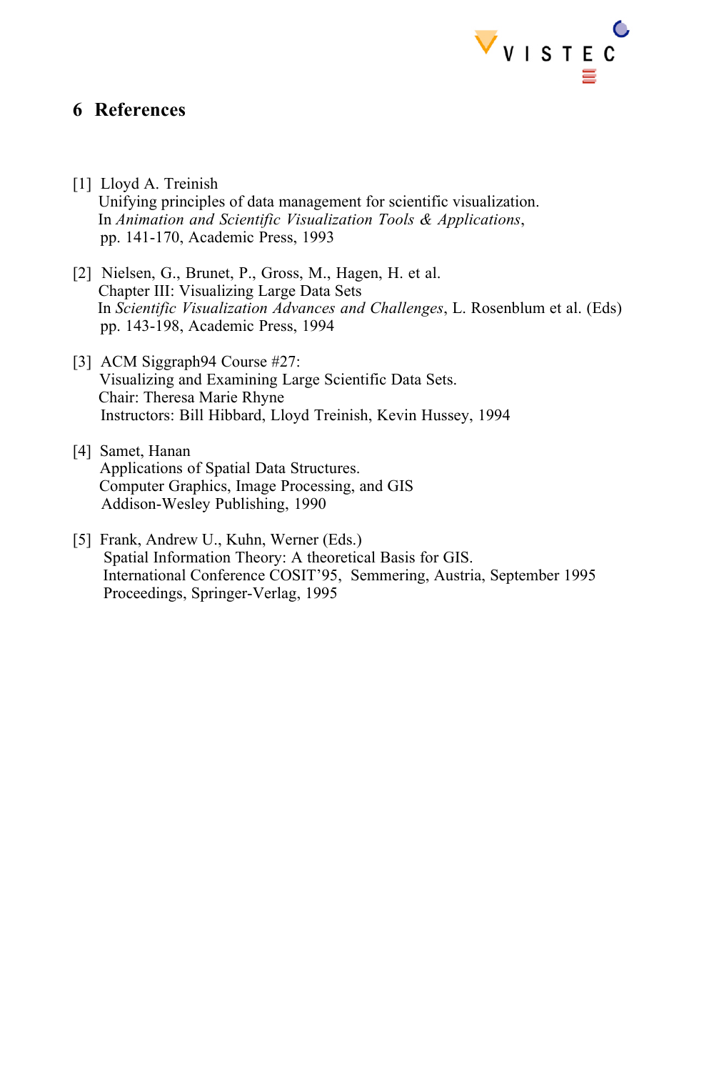# 6 References

[1] Lloyd A. Treinish
Unifying principles of data management for scientific visualization.
In *Animation and Scientific Visualization Tools & Applications*,
pp. 141-170, Academic Press, 1993

[2] Nielsen, G., Brunet, P., Gross, M., Hagen, H. et al.
Chapter III: Visualizing Large Data Sets
In *Scientific Visualization Advances and Challenges*, L. Rosenblum et al. (Eds)
pp. 143-198, Academic Press, 1994

[3] ACM Siggraph94 Course #27:
Visualizing and Examining Large Scientific Data Sets.
Chair: Theresa Marie Rhyne
Instructors: Bill Hibbard, Lloyd Treinish, Kevin Hussey, 1994

[4] Samet, Hanan
Applications of Spatial Data Structures.
Computer Graphics, Image Processing, and GIS
Addison-Wesley Publishing, 1990

[5] Frank, Andrew U., Kuhn, Werner (Eds.)
Spatial Information Theory: A theoretical Basis for GIS.
International Conference COSIT'95, Semmering, Austria, September 1995
Proceedings, Springer-Verlag, 1995